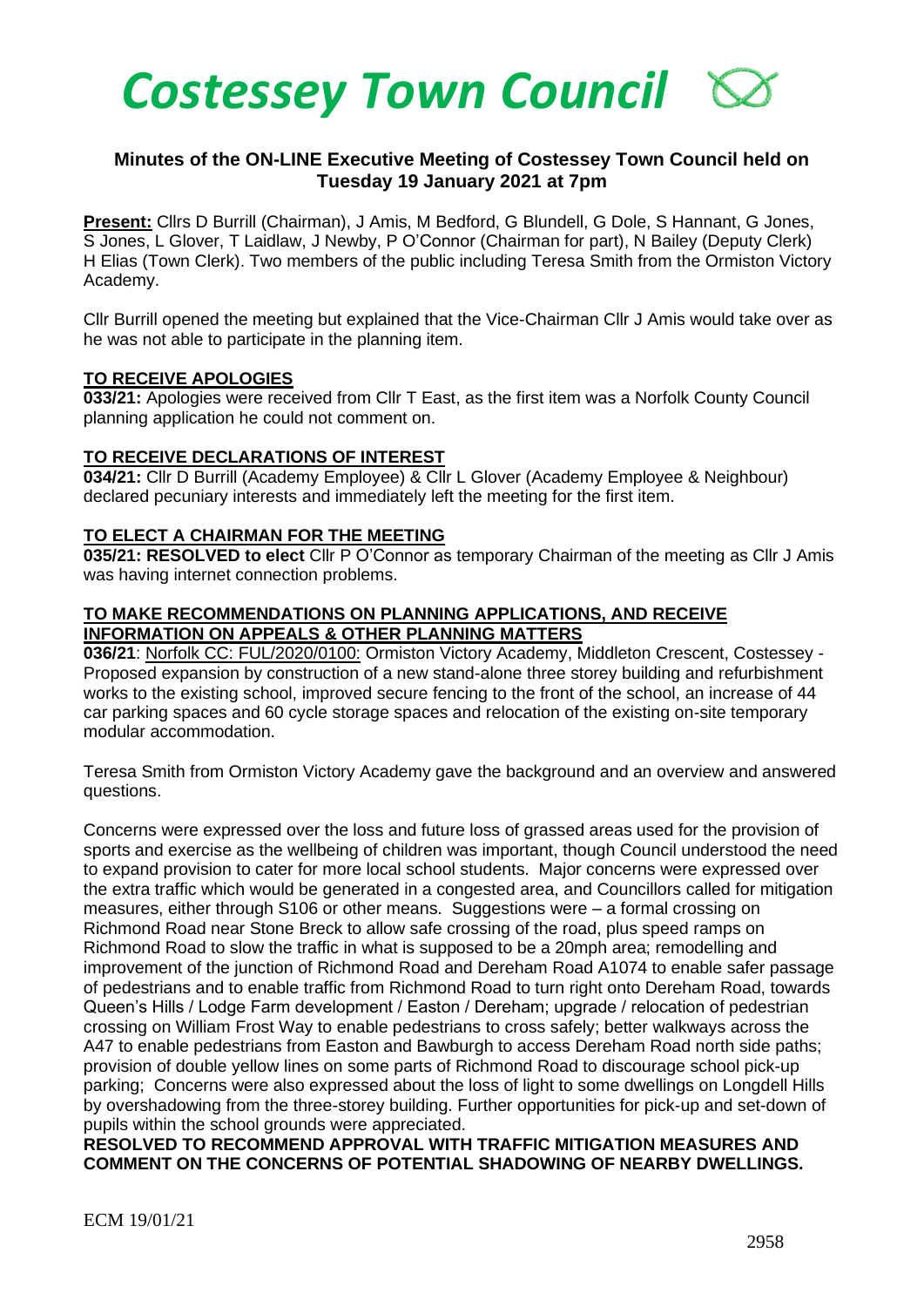# Costessey Town Council

## Minutes of the ON-LINE Executive Meeting of Costessey Town Council held on Tuesday 19 January 2021 at 7pm

**Present:** Cllrs D Burrill (Chairman), J Amis, M Bedford, G Blundell, G Dole, S Hannant, G Jones, S Jones, L Glover, T Laidlaw, J Newby, P O'Connor (Chairman for part), N Bailey (Deputy Clerk) H Elias (Town Clerk). Two members of the public including Teresa Smith from the Ormiston Victory Academy.

Cllr Burrill opened the meeting but explained that the Vice-Chairman Cllr J Amis would take over as he was not able to participate in the planning item.

### TO RECEIVE APOLOGIES

**033/21:** Apologies were received from Cllr T East, as the first item was a Norfolk County Council planning application he could not comment on.

### TO RECEIVE DECLARATIONS OF INTEREST

**034/21:** Cllr D Burrill (Academy Employee) & Cllr L Glover (Academy Employee & Neighbour) declared pecuniary interests and immediately left the meeting for the first item.

### TO ELECT A CHAIRMAN FOR THE MEETING

**035/21: RESOLVED to elect** Cllr P O'Connor as temporary Chairman of the meeting as Cllr J Amis was having internet connection problems.

### TO MAKE RECOMMENDATIONS ON PLANNING APPLICATIONS, AND RECEIVE INFORMATION ON APPEALS & OTHER PLANNING MATTERS

**036/21**: Norfolk CC: FUL/2020/0100: Ormiston Victory Academy, Middleton Crescent, Costessey - Proposed expansion by construction of a new stand-alone three storey building and refurbishment works to the existing school, improved secure fencing to the front of the school, an increase of 44 car parking spaces and 60 cycle storage spaces and relocation of the existing on-site temporary modular accommodation.

Teresa Smith from Ormiston Victory Academy gave the background and an overview and answered questions.

Concerns were expressed over the loss and future loss of grassed areas used for the provision of sports and exercise as the wellbeing of children was important, though Council understood the need to expand provision to cater for more local school students. Major concerns were expressed over the extra traffic which would be generated in a congested area, and Councillors called for mitigation measures, either through S106 or other means. Suggestions were – a formal crossing on Richmond Road near Stone Breck to allow safe crossing of the road, plus speed ramps on Richmond Road to slow the traffic in what is supposed to be a 20mph area; remodelling and improvement of the junction of Richmond Road and Dereham Road A1074 to enable safer passage of pedestrians and to enable traffic from Richmond Road to turn right onto Dereham Road, towards Queen's Hills / Lodge Farm development / Easton / Dereham; upgrade / relocation of pedestrian crossing on William Frost Way to enable pedestrians to cross safely; better walkways across the A47 to enable pedestrians from Easton and Bawburgh to access Dereham Road north side paths; provision of double yellow lines on some parts of Richmond Road to discourage school pick-up parking; Concerns were also expressed about the loss of light to some dwellings on Longdell Hills by overshadowing from the three-storey building. Further opportunities for pick-up and set-down of pupils within the school grounds were appreciated.

**RESOLVED TO RECOMMEND APPROVAL WITH TRAFFIC MITIGATION MEASURES AND COMMENT ON THE CONCERNS OF POTENTIAL SHADOWING OF NEARBY DWELLINGS.**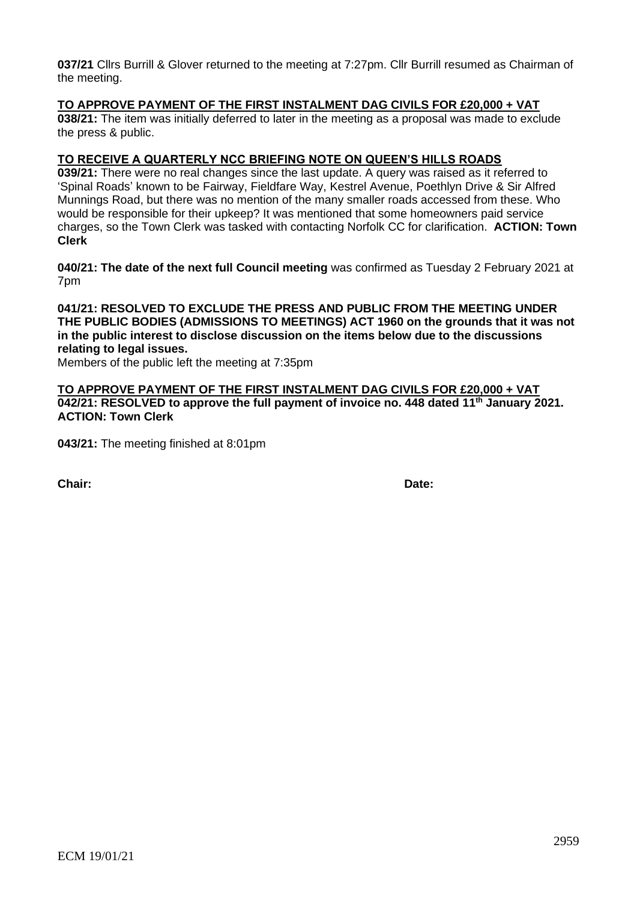**037/21** Cllrs Burrill & Glover returned to the meeting at 7:27pm. Cllr Burrill resumed as Chairman of the meeting.

**TO APPROVE PAYMENT OF THE FIRST INSTALMENT DAG CIVILS FOR £20,000 + VAT**

**038/21:** The item was initially deferred to later in the meeting as a proposal was made to exclude the press & public.

**TO RECEIVE A QUARTERLY NCC BRIEFING NOTE ON QUEEN'S HILLS ROADS**

**039/21:** There were no real changes since the last update. A query was raised as it referred to 'Spinal Roads' known to be Fairway, Fieldfare Way, Kestrel Avenue, Poethlyn Drive & Sir Alfred Munnings Road, but there was no mention of the many smaller roads accessed from these. Who would be responsible for their upkeep? It was mentioned that some homeowners paid service charges, so the Town Clerk was tasked with contacting Norfolk CC for clarification. **ACTION: Town Clerk**

**040/21: The date of the next full Council meeting** was confirmed as Tuesday 2 February 2021 at 7pm

**041/21: RESOLVED TO EXCLUDE THE PRESS AND PUBLIC FROM THE MEETING UNDER THE PUBLIC BODIES (ADMISSIONS TO MEETINGS) ACT 1960 on the grounds that it was not in the public interest to disclose discussion on the items below due to the discussions relating to legal issues.**

Members of the public left the meeting at 7:35pm

**TO APPROVE PAYMENT OF THE FIRST INSTALMENT DAG CIVILS FOR £20,000 + VAT**

**042/21: RESOLVED to approve the full payment of invoice no. 448 dated 11th January 2021. ACTION: Town Clerk**

**043/21:** The meeting finished at 8:01pm

**Chair:** **Date:**